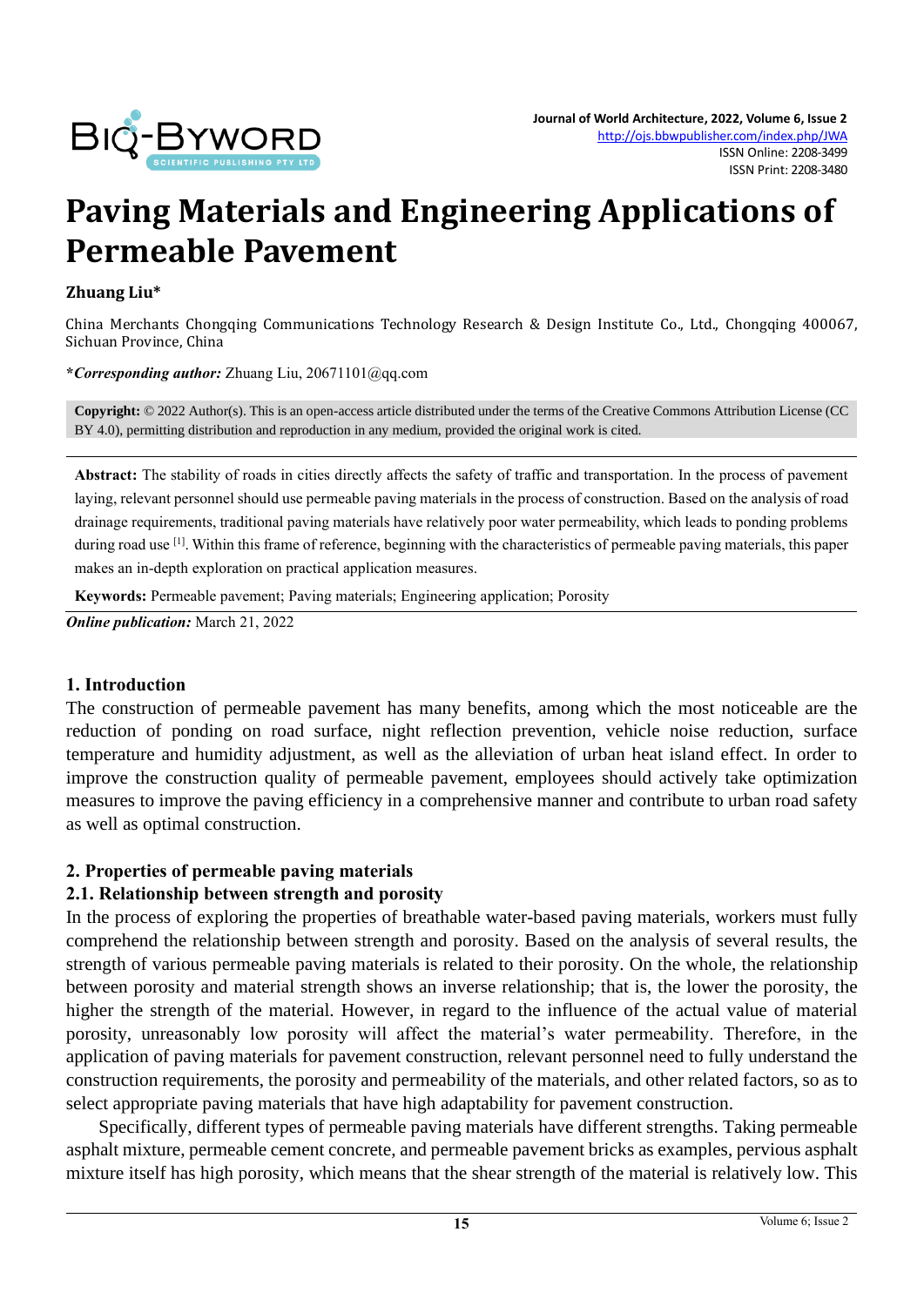# Paving Materials and Engineering Applications of Permeable Pavement

**Zhuang Liu***

China Merchants Chongqing Communications Technology Research & Design Institute Co., Ltd., Chongqing 400067, Sichuan Province, China

***Corresponding author:*** Zhuang Liu, 20671101@qq.com

**Copyright:** © 2022 Author(s). This is an open-access article distributed under the terms of the Creative Commons Attribution License (CC BY 4.0), permitting distribution and reproduction in any medium, provided the original work is cited.

**Abstract:** The stability of roads in cities directly affects the safety of traffic and transportation. In the process of pavement laying, relevant personnel should use permeable paving materials in the process of construction. Based on the analysis of road drainage requirements, traditional paving materials have relatively poor water permeability, which leads to ponding problems during road use [1]. Within this frame of reference, beginning with the characteristics of permeable paving materials, this paper makes an in-depth exploration on practical application measures.

**Keywords:** Permeable pavement; Paving materials; Engineering application; Porosity

***Online publication:*** March 21, 2022

## 1. Introduction

The construction of permeable pavement has many benefits, among which the most noticeable are the reduction of ponding on road surface, night reflection prevention, vehicle noise reduction, surface temperature and humidity adjustment, as well as the alleviation of urban heat island effect. In order to improve the construction quality of permeable pavement, employees should actively take optimization measures to improve the paving efficiency in a comprehensive manner and contribute to urban road safety as well as optimal construction.

## 2. Properties of permeable paving materials

### 2.1. Relationship between strength and porosity

In the process of exploring the properties of breathable water-based paving materials, workers must fully comprehend the relationship between strength and porosity. Based on the analysis of several results, the strength of various permeable paving materials is related to their porosity. On the whole, the relationship between porosity and material strength shows an inverse relationship; that is, the lower the porosity, the higher the strength of the material. However, in regard to the influence of the actual value of material porosity, unreasonably low porosity will affect the material's water permeability. Therefore, in the application of paving materials for pavement construction, relevant personnel need to fully understand the construction requirements, the porosity and permeability of the materials, and other related factors, so as to select appropriate paving materials that have high adaptability for pavement construction.

Specifically, different types of permeable paving materials have different strengths. Taking permeable asphalt mixture, permeable cement concrete, and permeable pavement bricks as examples, pervious asphalt mixture itself has high porosity, which means that the shear strength of the material is relatively low. This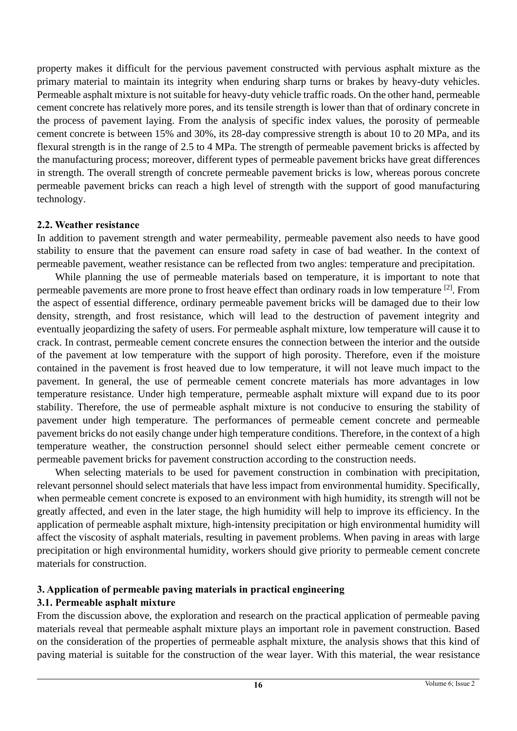property makes it difficult for the pervious pavement constructed with pervious asphalt mixture as the primary material to maintain its integrity when enduring sharp turns or brakes by heavy-duty vehicles. Permeable asphalt mixture is not suitable for heavy-duty vehicle traffic roads. On the other hand, permeable cement concrete has relatively more pores, and its tensile strength is lower than that of ordinary concrete in the process of pavement laying. From the analysis of specific index values, the porosity of permeable cement concrete is between 15% and 30%, its 28-day compressive strength is about 10 to 20 MPa, and its flexural strength is in the range of 2.5 to 4 MPa. The strength of permeable pavement bricks is affected by the manufacturing process; moreover, different types of permeable pavement bricks have great differences in strength. The overall strength of concrete permeable pavement bricks is low, whereas porous concrete permeable pavement bricks can reach a high level of strength with the support of good manufacturing technology.

### 2.2. Weather resistance

In addition to pavement strength and water permeability, permeable pavement also needs to have good stability to ensure that the pavement can ensure road safety in case of bad weather. In the context of permeable pavement, weather resistance can be reflected from two angles: temperature and precipitation.

While planning the use of permeable materials based on temperature, it is important to note that permeable pavements are more prone to frost heave effect than ordinary roads in low temperature [2]. From the aspect of essential difference, ordinary permeable pavement bricks will be damaged due to their low density, strength, and frost resistance, which will lead to the destruction of pavement integrity and eventually jeopardizing the safety of users. For permeable asphalt mixture, low temperature will cause it to crack. In contrast, permeable cement concrete ensures the connection between the interior and the outside of the pavement at low temperature with the support of high porosity. Therefore, even if the moisture contained in the pavement is frost heaved due to low temperature, it will not leave much impact to the pavement. In general, the use of permeable cement concrete materials has more advantages in low temperature resistance. Under high temperature, permeable asphalt mixture will expand due to its poor stability. Therefore, the use of permeable asphalt mixture is not conducive to ensuring the stability of pavement under high temperature. The performances of permeable cement concrete and permeable pavement bricks do not easily change under high temperature conditions. Therefore, in the context of a high temperature weather, the construction personnel should select either permeable cement concrete or permeable pavement bricks for pavement construction according to the construction needs.

When selecting materials to be used for pavement construction in combination with precipitation, relevant personnel should select materials that have less impact from environmental humidity. Specifically, when permeable cement concrete is exposed to an environment with high humidity, its strength will not be greatly affected, and even in the later stage, the high humidity will help to improve its efficiency. In the application of permeable asphalt mixture, high-intensity precipitation or high environmental humidity will affect the viscosity of asphalt materials, resulting in pavement problems. When paving in areas with large precipitation or high environmental humidity, workers should give priority to permeable cement concrete materials for construction.

## 3. Application of permeable paving materials in practical engineering

### 3.1. Permeable asphalt mixture

From the discussion above, the exploration and research on the practical application of permeable paving materials reveal that permeable asphalt mixture plays an important role in pavement construction. Based on the consideration of the properties of permeable asphalt mixture, the analysis shows that this kind of paving material is suitable for the construction of the wear layer. With this material, the wear resistance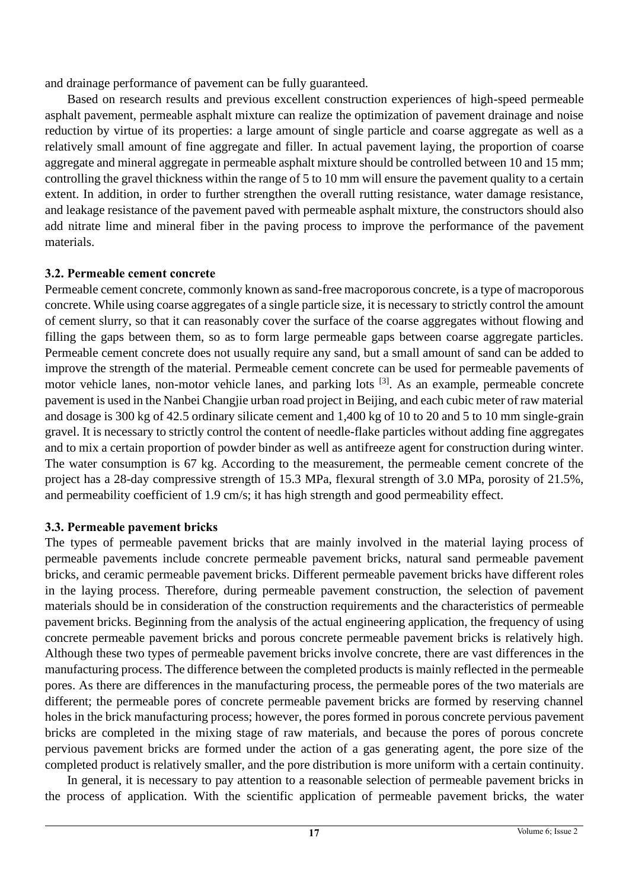and drainage performance of pavement can be fully guaranteed.

Based on research results and previous excellent construction experiences of high-speed permeable asphalt pavement, permeable asphalt mixture can realize the optimization of pavement drainage and noise reduction by virtue of its properties: a large amount of single particle and coarse aggregate as well as a relatively small amount of fine aggregate and filler. In actual pavement laying, the proportion of coarse aggregate and mineral aggregate in permeable asphalt mixture should be controlled between 10 and 15 mm; controlling the gravel thickness within the range of 5 to 10 mm will ensure the pavement quality to a certain extent. In addition, in order to further strengthen the overall rutting resistance, water damage resistance, and leakage resistance of the pavement paved with permeable asphalt mixture, the constructors should also add nitrate lime and mineral fiber in the paving process to improve the performance of the pavement materials.

### 3.2. Permeable cement concrete

Permeable cement concrete, commonly known as sand-free macroporous concrete, is a type of macroporous concrete. While using coarse aggregates of a single particle size, it is necessary to strictly control the amount of cement slurry, so that it can reasonably cover the surface of the coarse aggregates without flowing and filling the gaps between them, so as to form large permeable gaps between coarse aggregate particles. Permeable cement concrete does not usually require any sand, but a small amount of sand can be added to improve the strength of the material. Permeable cement concrete can be used for permeable pavements of motor vehicle lanes, non-motor vehicle lanes, and parking lots [3]. As an example, permeable concrete pavement is used in the Nanbei Changjie urban road project in Beijing, and each cubic meter of raw material and dosage is 300 kg of 42.5 ordinary silicate cement and 1,400 kg of 10 to 20 and 5 to 10 mm single-grain gravel. It is necessary to strictly control the content of needle-flake particles without adding fine aggregates and to mix a certain proportion of powder binder as well as antifreeze agent for construction during winter. The water consumption is 67 kg. According to the measurement, the permeable cement concrete of the project has a 28-day compressive strength of 15.3 MPa, flexural strength of 3.0 MPa, porosity of 21.5%, and permeability coefficient of 1.9 cm/s; it has high strength and good permeability effect.

### 3.3. Permeable pavement bricks

The types of permeable pavement bricks that are mainly involved in the material laying process of permeable pavements include concrete permeable pavement bricks, natural sand permeable pavement bricks, and ceramic permeable pavement bricks. Different permeable pavement bricks have different roles in the laying process. Therefore, during permeable pavement construction, the selection of pavement materials should be in consideration of the construction requirements and the characteristics of permeable pavement bricks. Beginning from the analysis of the actual engineering application, the frequency of using concrete permeable pavement bricks and porous concrete permeable pavement bricks is relatively high. Although these two types of permeable pavement bricks involve concrete, there are vast differences in the manufacturing process. The difference between the completed products is mainly reflected in the permeable pores. As there are differences in the manufacturing process, the permeable pores of the two materials are different; the permeable pores of concrete permeable pavement bricks are formed by reserving channel holes in the brick manufacturing process; however, the pores formed in porous concrete pervious pavement bricks are completed in the mixing stage of raw materials, and because the pores of porous concrete pervious pavement bricks are formed under the action of a gas generating agent, the pore size of the completed product is relatively smaller, and the pore distribution is more uniform with a certain continuity.

In general, it is necessary to pay attention to a reasonable selection of permeable pavement bricks in the process of application. With the scientific application of permeable pavement bricks, the water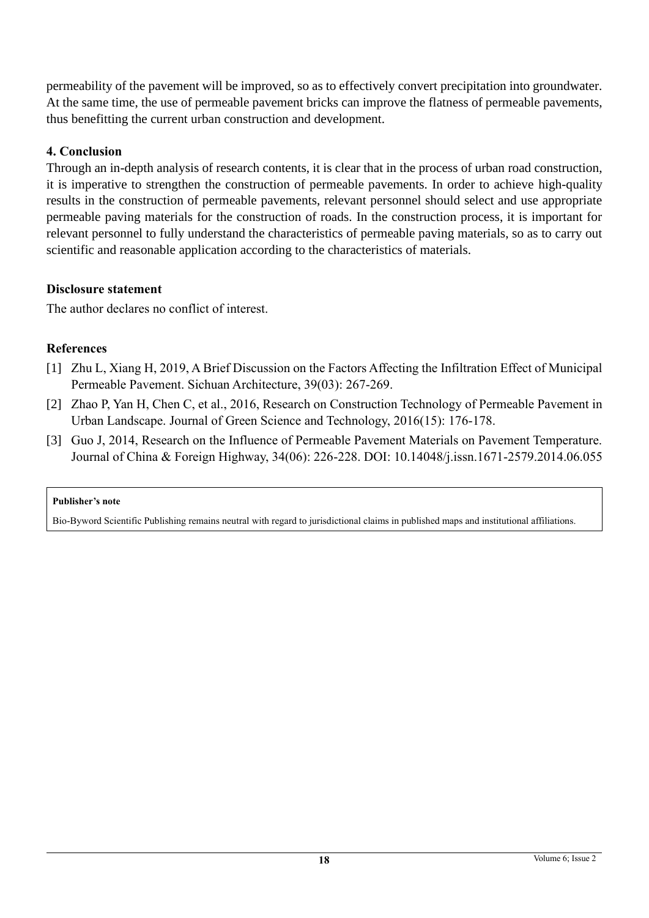permeability of the pavement will be improved, so as to effectively convert precipitation into groundwater. At the same time, the use of permeable pavement bricks can improve the flatness of permeable pavements, thus benefitting the current urban construction and development.

## 4. Conclusion

Through an in-depth analysis of research contents, it is clear that in the process of urban road construction, it is imperative to strengthen the construction of permeable pavements. In order to achieve high-quality results in the construction of permeable pavements, relevant personnel should select and use appropriate permeable paving materials for the construction of roads. In the construction process, it is important for relevant personnel to fully understand the characteristics of permeable paving materials, so as to carry out scientific and reasonable application according to the characteristics of materials.

## Disclosure statement

The author declares no conflict of interest.

## References

[1] Zhu L, Xiang H, 2019, A Brief Discussion on the Factors Affecting the Infiltration Effect of Municipal Permeable Pavement. Sichuan Architecture, 39(03): 267-269.

[2] Zhao P, Yan H, Chen C, et al., 2016, Research on Construction Technology of Permeable Pavement in Urban Landscape. Journal of Green Science and Technology, 2016(15): 176-178.

[3] Guo J, 2014, Research on the Influence of Permeable Pavement Materials on Pavement Temperature. Journal of China & Foreign Highway, 34(06): 226-228. DOI: 10.14048/j.issn.1671-2579.2014.06.055

**Publisher's note**

Bio-Byword Scientific Publishing remains neutral with regard to jurisdictional claims in published maps and institutional affiliations.